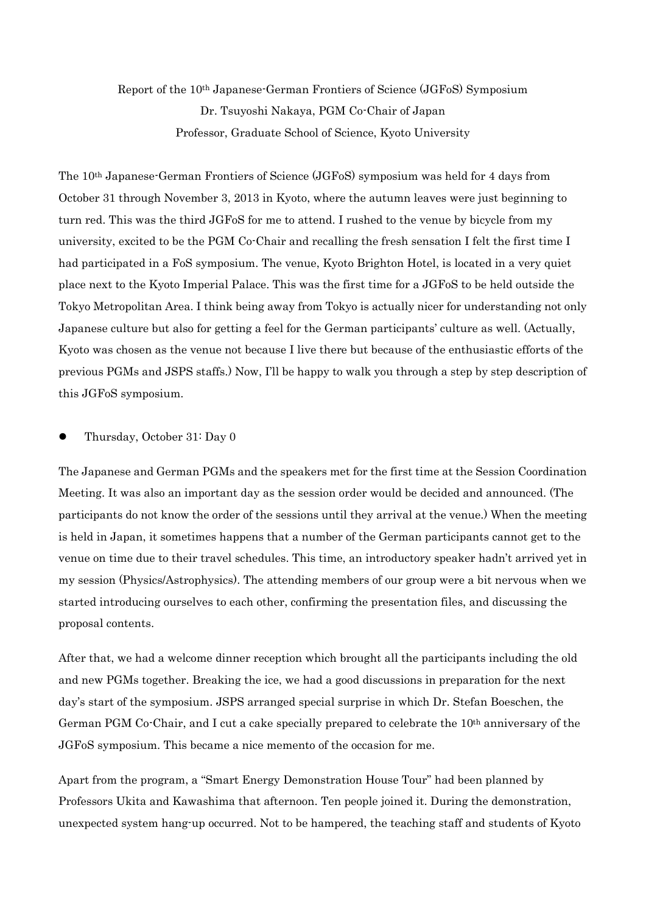Report of the 10th Japanese-German Frontiers of Science (JGFoS) Symposium
Dr. Tsuyoshi Nakaya, PGM Co-Chair of Japan
Professor, Graduate School of Science, Kyoto University

The 10th Japanese-German Frontiers of Science (JGFoS) symposium was held for 4 days from October 31 through November 3, 2013 in Kyoto, where the autumn leaves were just beginning to turn red. This was the third JGFoS for me to attend. I rushed to the venue by bicycle from my university, excited to be the PGM Co-Chair and recalling the fresh sensation I felt the first time I had participated in a FoS symposium. The venue, Kyoto Brighton Hotel, is located in a very quiet place next to the Kyoto Imperial Palace. This was the first time for a JGFoS to be held outside the Tokyo Metropolitan Area. I think being away from Tokyo is actually nicer for understanding not only Japanese culture but also for getting a feel for the German participants' culture as well. (Actually, Kyoto was chosen as the venue not because I live there but because of the enthusiastic efforts of the previous PGMs and JSPS staffs.) Now, I'll be happy to walk you through a step by step description of this JGFoS symposium.

- Thursday, October 31: Day 0

The Japanese and German PGMs and the speakers met for the first time at the Session Coordination Meeting. It was also an important day as the session order would be decided and announced. (The participants do not know the order of the sessions until they arrival at the venue.) When the meeting is held in Japan, it sometimes happens that a number of the German participants cannot get to the venue on time due to their travel schedules. This time, an introductory speaker hadn't arrived yet in my session (Physics/Astrophysics). The attending members of our group were a bit nervous when we started introducing ourselves to each other, confirming the presentation files, and discussing the proposal contents.

After that, we had a welcome dinner reception which brought all the participants including the old and new PGMs together. Breaking the ice, we had a good discussions in preparation for the next day's start of the symposium. JSPS arranged special surprise in which Dr. Stefan Boeschen, the German PGM Co-Chair, and I cut a cake specially prepared to celebrate the 10th anniversary of the JGFoS symposium. This became a nice memento of the occasion for me.

Apart from the program, a "Smart Energy Demonstration House Tour" had been planned by Professors Ukita and Kawashima that afternoon. Ten people joined it. During the demonstration, unexpected system hang-up occurred. Not to be hampered, the teaching staff and students of Kyoto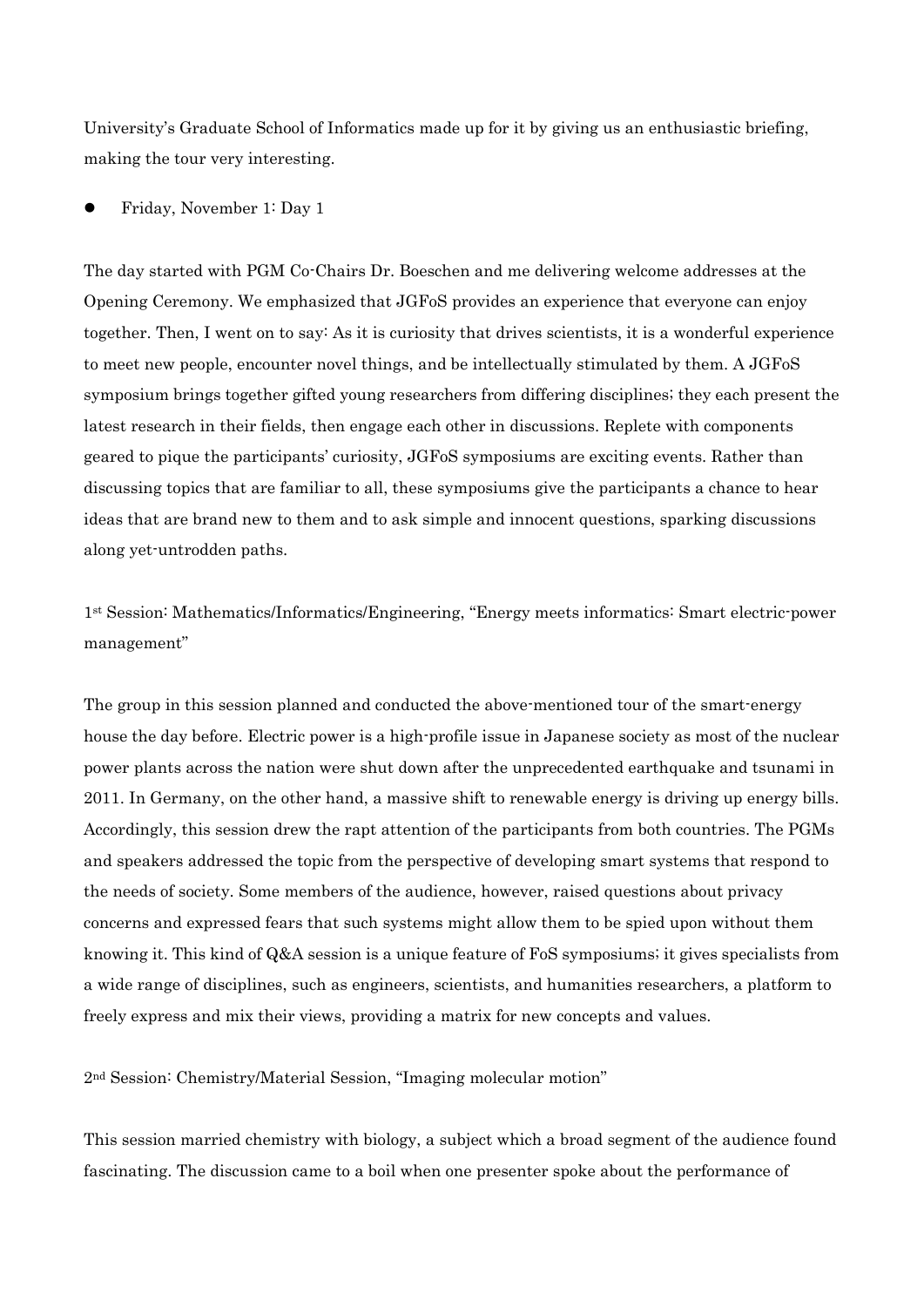University's Graduate School of Informatics made up for it by giving us an enthusiastic briefing, making the tour very interesting.

- Friday, November 1: Day 1

The day started with PGM Co-Chairs Dr. Boeschen and me delivering welcome addresses at the Opening Ceremony. We emphasized that JGFoS provides an experience that everyone can enjoy together. Then, I went on to say: As it is curiosity that drives scientists, it is a wonderful experience to meet new people, encounter novel things, and be intellectually stimulated by them. A JGFoS symposium brings together gifted young researchers from differing disciplines; they each present the latest research in their fields, then engage each other in discussions. Replete with components geared to pique the participants' curiosity, JGFoS symposiums are exciting events. Rather than discussing topics that are familiar to all, these symposiums give the participants a chance to hear ideas that are brand new to them and to ask simple and innocent questions, sparking discussions along yet-untrodden paths.

1st Session: Mathematics/Informatics/Engineering, "Energy meets informatics: Smart electric-power management"

The group in this session planned and conducted the above-mentioned tour of the smart-energy house the day before. Electric power is a high-profile issue in Japanese society as most of the nuclear power plants across the nation were shut down after the unprecedented earthquake and tsunami in 2011. In Germany, on the other hand, a massive shift to renewable energy is driving up energy bills. Accordingly, this session drew the rapt attention of the participants from both countries. The PGMs and speakers addressed the topic from the perspective of developing smart systems that respond to the needs of society. Some members of the audience, however, raised questions about privacy concerns and expressed fears that such systems might allow them to be spied upon without them knowing it. This kind of Q&A session is a unique feature of FoS symposiums; it gives specialists from a wide range of disciplines, such as engineers, scientists, and humanities researchers, a platform to freely express and mix their views, providing a matrix for new concepts and values.

2nd Session: Chemistry/Material Session, "Imaging molecular motion"

This session married chemistry with biology, a subject which a broad segment of the audience found fascinating. The discussion came to a boil when one presenter spoke about the performance of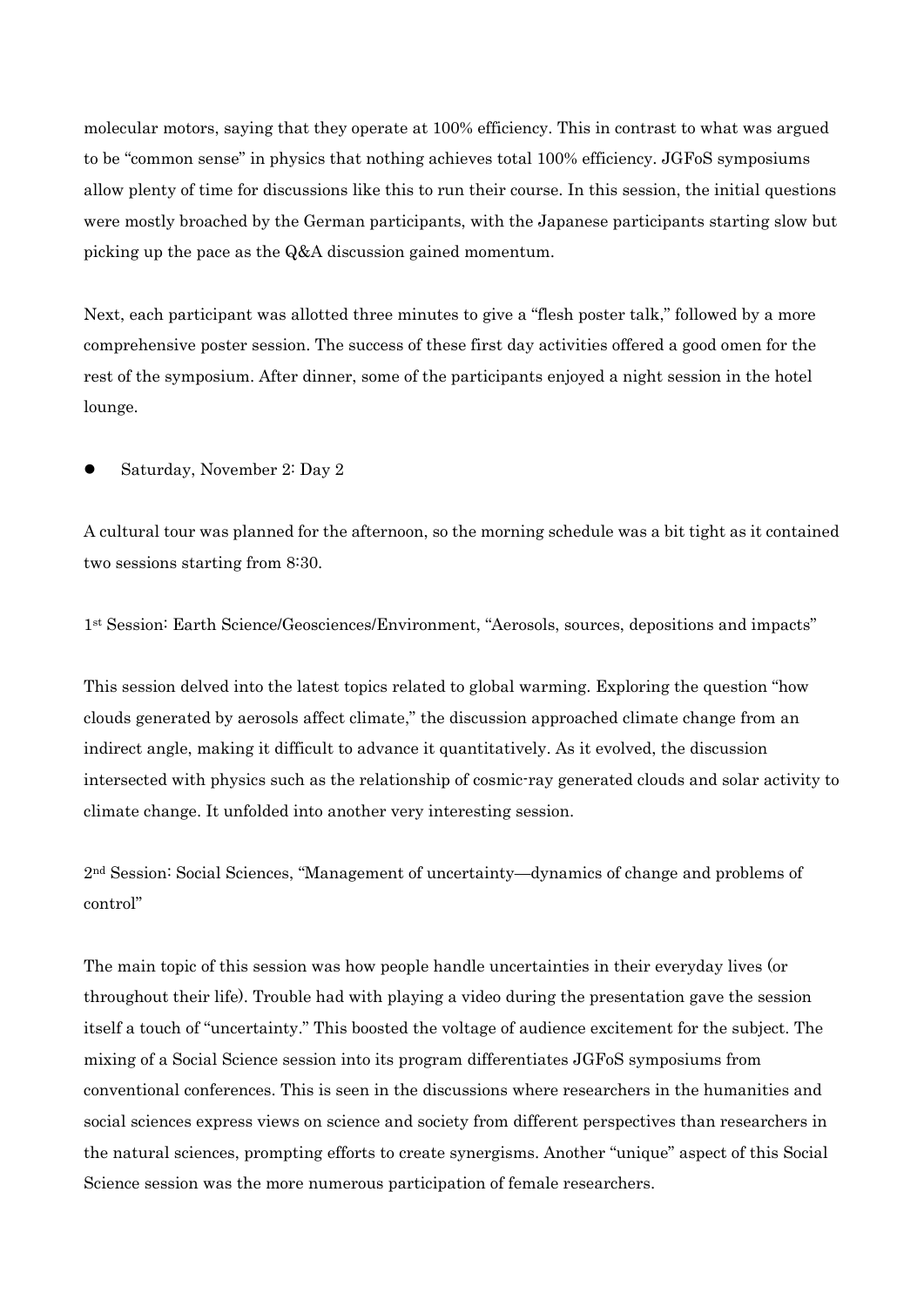molecular motors, saying that they operate at 100% efficiency. This in contrast to what was argued to be "common sense" in physics that nothing achieves total 100% efficiency. JGFoS symposiums allow plenty of time for discussions like this to run their course. In this session, the initial questions were mostly broached by the German participants, with the Japanese participants starting slow but picking up the pace as the Q&A discussion gained momentum.

Next, each participant was allotted three minutes to give a "flesh poster talk," followed by a more comprehensive poster session. The success of these first day activities offered a good omen for the rest of the symposium. After dinner, some of the participants enjoyed a night session in the hotel lounge.

- Saturday, November 2: Day 2

A cultural tour was planned for the afternoon, so the morning schedule was a bit tight as it contained two sessions starting from 8:30.

1st Session: Earth Science/Geosciences/Environment, "Aerosols, sources, depositions and impacts"

This session delved into the latest topics related to global warming. Exploring the question "how clouds generated by aerosols affect climate," the discussion approached climate change from an indirect angle, making it difficult to advance it quantitatively. As it evolved, the discussion intersected with physics such as the relationship of cosmic-ray generated clouds and solar activity to climate change. It unfolded into another very interesting session.

2nd Session: Social Sciences, "Management of uncertainty—dynamics of change and problems of control"

The main topic of this session was how people handle uncertainties in their everyday lives (or throughout their life). Trouble had with playing a video during the presentation gave the session itself a touch of "uncertainty." This boosted the voltage of audience excitement for the subject. The mixing of a Social Science session into its program differentiates JGFoS symposiums from conventional conferences. This is seen in the discussions where researchers in the humanities and social sciences express views on science and society from different perspectives than researchers in the natural sciences, prompting efforts to create synergisms. Another "unique" aspect of this Social Science session was the more numerous participation of female researchers.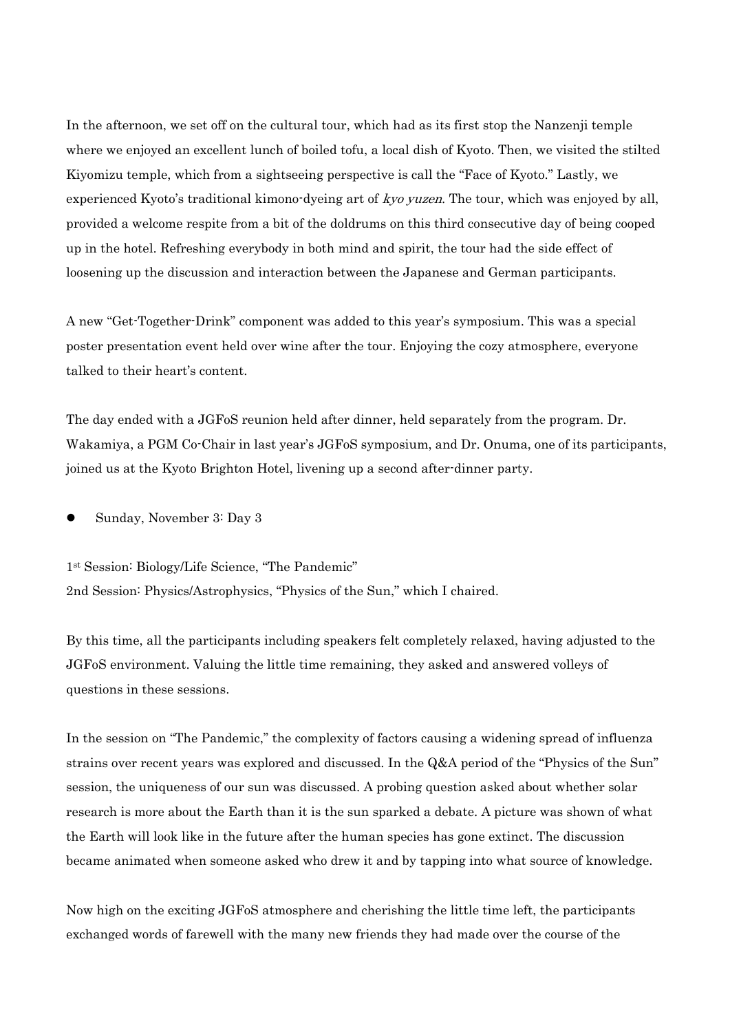In the afternoon, we set off on the cultural tour, which had as its first stop the Nanzenji temple where we enjoyed an excellent lunch of boiled tofu, a local dish of Kyoto. Then, we visited the stilted Kiyomizu temple, which from a sightseeing perspective is call the "Face of Kyoto." Lastly, we experienced Kyoto's traditional kimono-dyeing art of *kyo yuzen*. The tour, which was enjoyed by all, provided a welcome respite from a bit of the doldrums on this third consecutive day of being cooped up in the hotel. Refreshing everybody in both mind and spirit, the tour had the side effect of loosening up the discussion and interaction between the Japanese and German participants.

A new "Get-Together-Drink" component was added to this year's symposium. This was a special poster presentation event held over wine after the tour. Enjoying the cozy atmosphere, everyone talked to their heart's content.

The day ended with a JGFoS reunion held after dinner, held separately from the program. Dr. Wakamiya, a PGM Co-Chair in last year's JGFoS symposium, and Dr. Onuma, one of its participants, joined us at the Kyoto Brighton Hotel, livening up a second after-dinner party.

- Sunday, November 3: Day 3

1st Session: Biology/Life Science, "The Pandemic"
2nd Session: Physics/Astrophysics, "Physics of the Sun," which I chaired.

By this time, all the participants including speakers felt completely relaxed, having adjusted to the JGFoS environment. Valuing the little time remaining, they asked and answered volleys of questions in these sessions.

In the session on "The Pandemic," the complexity of factors causing a widening spread of influenza strains over recent years was explored and discussed. In the Q&A period of the "Physics of the Sun" session, the uniqueness of our sun was discussed. A probing question asked about whether solar research is more about the Earth than it is the sun sparked a debate. A picture was shown of what the Earth will look like in the future after the human species has gone extinct. The discussion became animated when someone asked who drew it and by tapping into what source of knowledge.

Now high on the exciting JGFoS atmosphere and cherishing the little time left, the participants exchanged words of farewell with the many new friends they had made over the course of the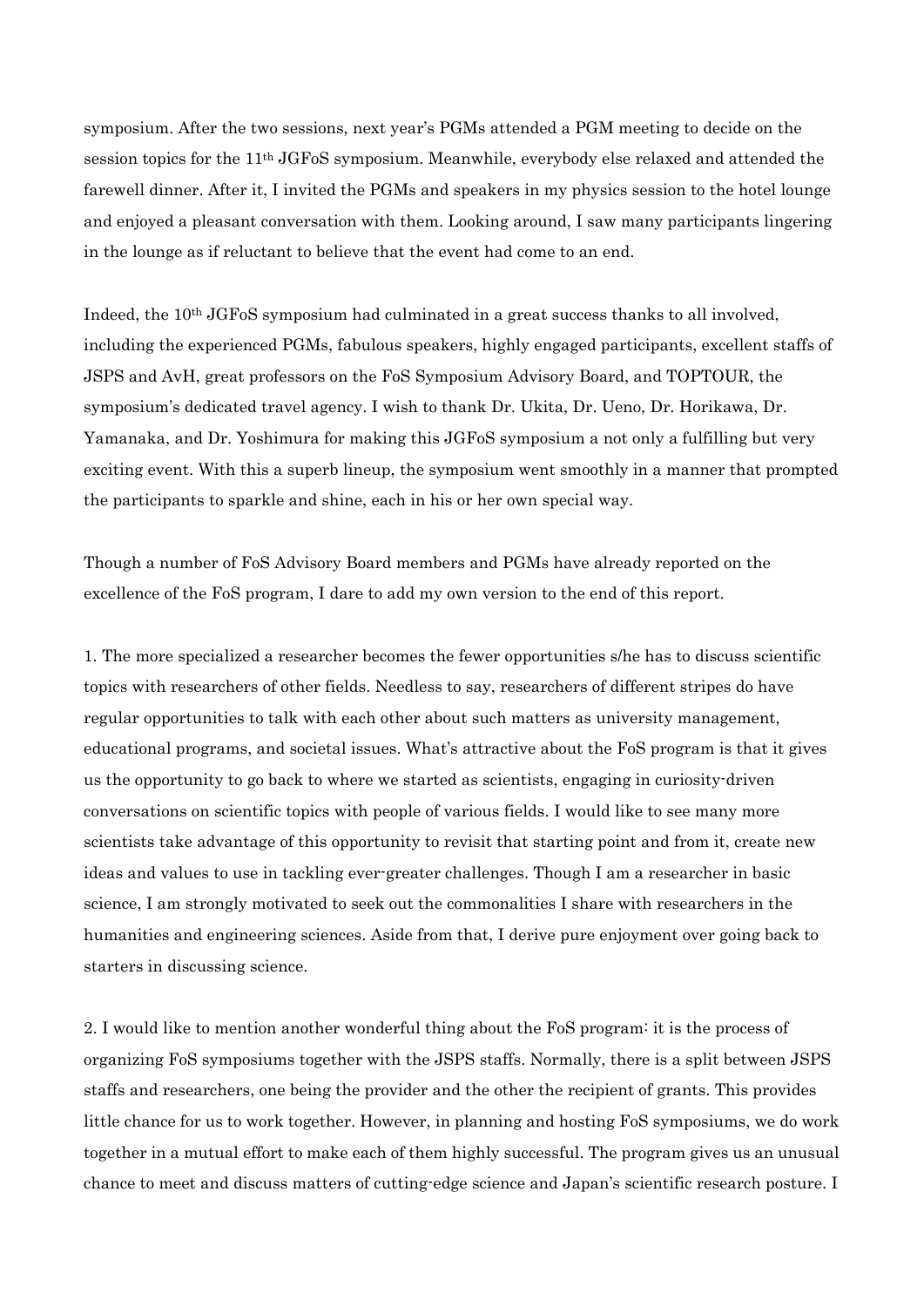symposium. After the two sessions, next year's PGMs attended a PGM meeting to decide on the session topics for the 11th JGFoS symposium. Meanwhile, everybody else relaxed and attended the farewell dinner. After it, I invited the PGMs and speakers in my physics session to the hotel lounge and enjoyed a pleasant conversation with them. Looking around, I saw many participants lingering in the lounge as if reluctant to believe that the event had come to an end.

Indeed, the 10th JGFoS symposium had culminated in a great success thanks to all involved, including the experienced PGMs, fabulous speakers, highly engaged participants, excellent staffs of JSPS and AvH, great professors on the FoS Symposium Advisory Board, and TOPTOUR, the symposium's dedicated travel agency. I wish to thank Dr. Ukita, Dr. Ueno, Dr. Horikawa, Dr. Yamanaka, and Dr. Yoshimura for making this JGFoS symposium a not only a fulfilling but very exciting event. With this a superb lineup, the symposium went smoothly in a manner that prompted the participants to sparkle and shine, each in his or her own special way.

Though a number of FoS Advisory Board members and PGMs have already reported on the excellence of the FoS program, I dare to add my own version to the end of this report.

1. The more specialized a researcher becomes the fewer opportunities s/he has to discuss scientific topics with researchers of other fields. Needless to say, researchers of different stripes do have regular opportunities to talk with each other about such matters as university management, educational programs, and societal issues. What's attractive about the FoS program is that it gives us the opportunity to go back to where we started as scientists, engaging in curiosity-driven conversations on scientific topics with people of various fields. I would like to see many more scientists take advantage of this opportunity to revisit that starting point and from it, create new ideas and values to use in tackling ever-greater challenges. Though I am a researcher in basic science, I am strongly motivated to seek out the commonalities I share with researchers in the humanities and engineering sciences. Aside from that, I derive pure enjoyment over going back to starters in discussing science.

2. I would like to mention another wonderful thing about the FoS program: it is the process of organizing FoS symposiums together with the JSPS staffs. Normally, there is a split between JSPS staffs and researchers, one being the provider and the other the recipient of grants. This provides little chance for us to work together. However, in planning and hosting FoS symposiums, we do work together in a mutual effort to make each of them highly successful. The program gives us an unusual chance to meet and discuss matters of cutting-edge science and Japan's scientific research posture. I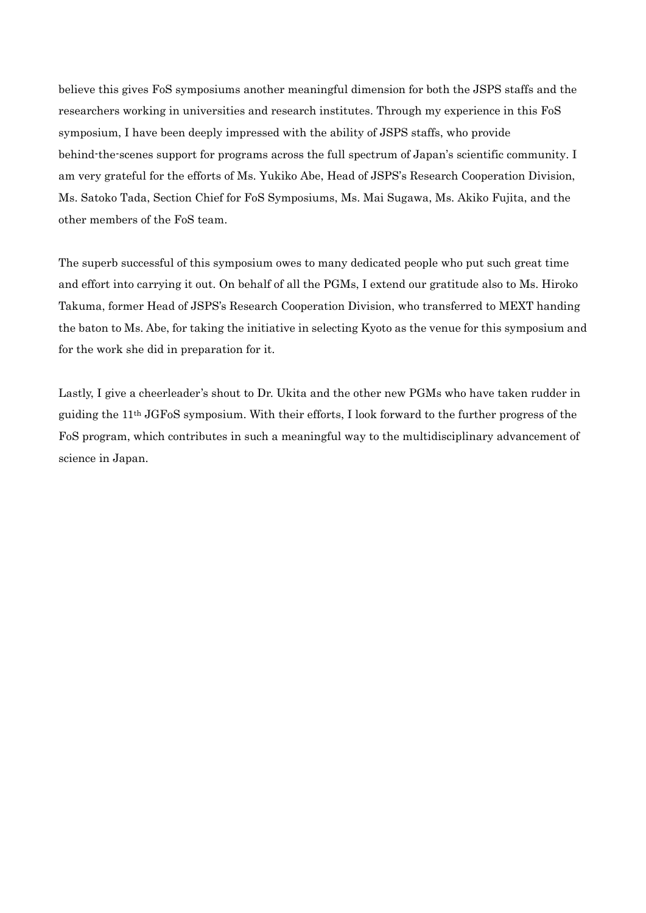believe this gives FoS symposiums another meaningful dimension for both the JSPS staffs and the researchers working in universities and research institutes. Through my experience in this FoS symposium, I have been deeply impressed with the ability of JSPS staffs, who provide behind-the-scenes support for programs across the full spectrum of Japan's scientific community. I am very grateful for the efforts of Ms. Yukiko Abe, Head of JSPS's Research Cooperation Division, Ms. Satoko Tada, Section Chief for FoS Symposiums, Ms. Mai Sugawa, Ms. Akiko Fujita, and the other members of the FoS team.

The superb successful of this symposium owes to many dedicated people who put such great time and effort into carrying it out. On behalf of all the PGMs, I extend our gratitude also to Ms. Hiroko Takuma, former Head of JSPS's Research Cooperation Division, who transferred to MEXT handing the baton to Ms. Abe, for taking the initiative in selecting Kyoto as the venue for this symposium and for the work she did in preparation for it.

Lastly, I give a cheerleader's shout to Dr. Ukita and the other new PGMs who have taken rudder in guiding the 11th JGFoS symposium. With their efforts, I look forward to the further progress of the FoS program, which contributes in such a meaningful way to the multidisciplinary advancement of science in Japan.